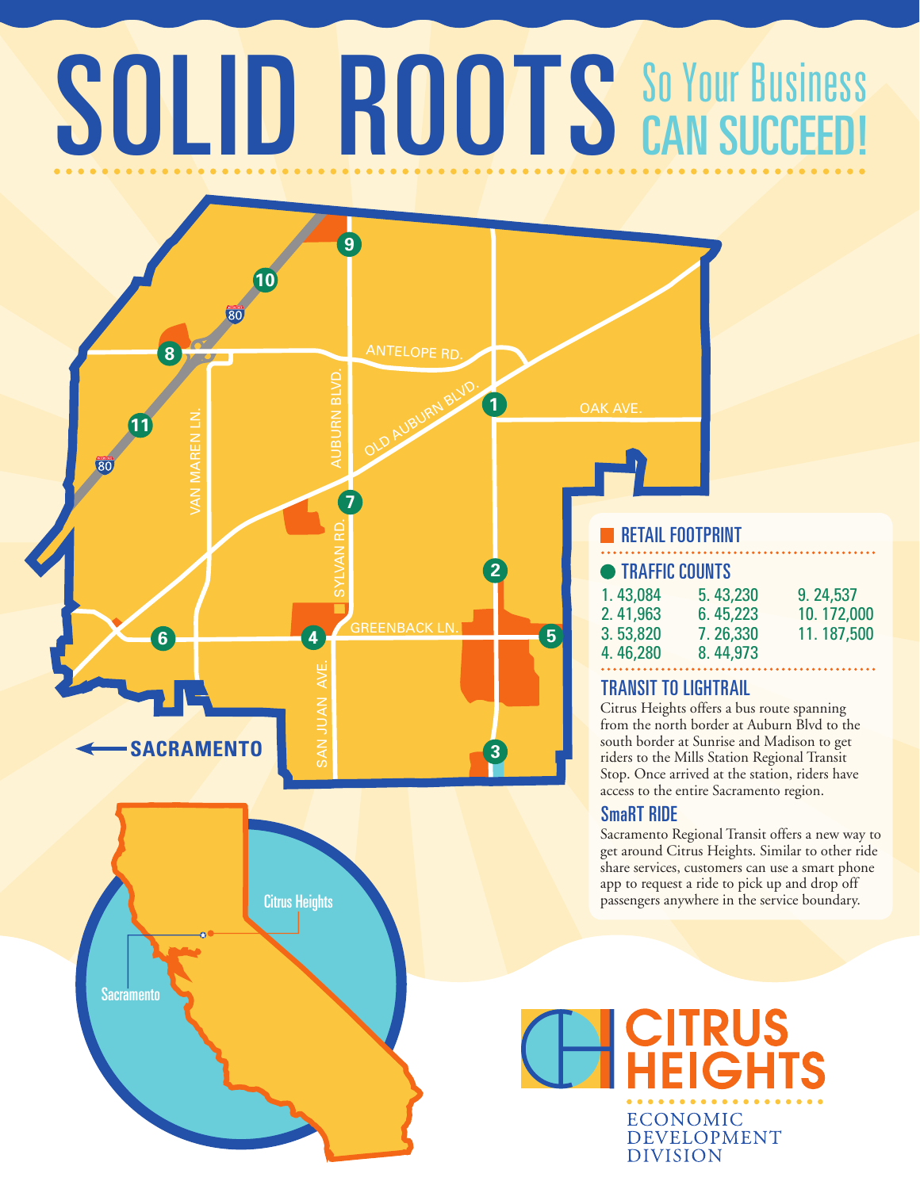# SOLID ROOTS

## So Your Business CAN SUCCEED!

SACRAMENTO

ANTELOPE RD.

OLD AUBURN BLVD.

OAK AVE.

AUBURN BLVD.

VAN MAREN LN.

SYLVAN RD.

GREENBACK LN.

SAN JUAN AVE.

80

Citrus Heights

Sacramento

### RETAIL FOOTPRINT

### TRAFFIC COUNTS

| | | |
|---|---|---|
| 1. 43,084 | 5. 43,230 | 9. 24,537 |
| 2. 41,963 | 6. 45,223 | 10. 172,000 |
| 3. 53,820 | 7. 26,330 | 11. 187,500 |
| 4. 46,280 | 8. 44,973 | |

### TRANSIT TO LIGHTRAIL

Citrus Heights offers a bus route spanning from the north border at Auburn Blvd to the south border at Sunrise and Madison to get riders to the Mills Station Regional Transit Stop. Once arrived at the station, riders have access to the entire Sacramento region.

### SmaRT RIDE

Sacramento Regional Transit offers a new way to get around Citrus Heights. Similar to other ride share services, customers can use a smart phone app to request a ride to pick up and drop off passengers anywhere in the service boundary.

CITRUS HEIGHTS

ECONOMIC DEVELOPMENT DIVISION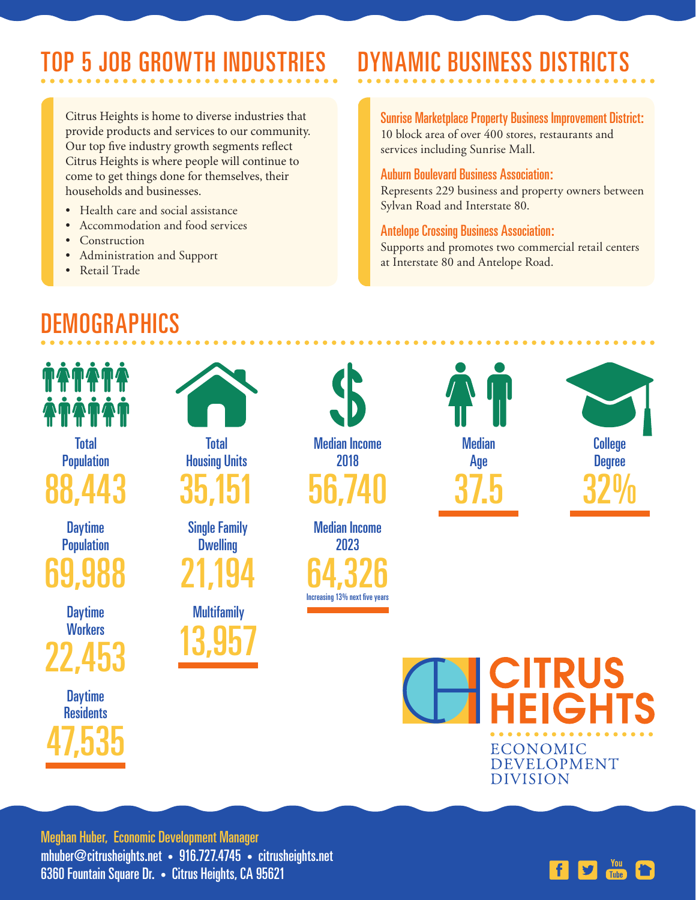## TOP 5 JOB GROWTH INDUSTRIES

Citrus Heights is home to diverse industries that provide products and services to our community. Our top five industry growth segments reflect Citrus Heights is where people will continue to come to get things done for themselves, their households and businesses.

- Health care and social assistance
- Accommodation and food services
- Construction
- Administration and Support
- Retail Trade

## DYNAMIC BUSINESS DISTRICTS

**Sunrise Marketplace Property Business Improvement District:**
10 block area of over 400 stores, restaurants and services including Sunrise Mall.

**Auburn Boulevard Business Association:**
Represents 229 business and property owners between Sylvan Road and Interstate 80.

**Antelope Crossing Business Association:**
Supports and promotes two commercial retail centers at Interstate 80 and Antelope Road.

## DEMOGRAPHICS

Total Population
88,443

Daytime Population
69,988

Daytime Workers
22,453

Daytime Residents
47,535

Total Housing Units
35,151

Single Family Dwelling
21,194

Multifamily
13,957

Median Income 2018
56,740

Median Income 2023
64,326
Increasing 13% next five years

Median Age
37.5

College Degree
32%

CITRUS HEIGHTS
ECONOMIC DEVELOPMENT DIVISION

Meghan Huber, Economic Development Manager
mhuber@citrusheights.net • 916.727.4745 • citrusheights.net
6360 Fountain Square Dr. • Citrus Heights, CA 95621